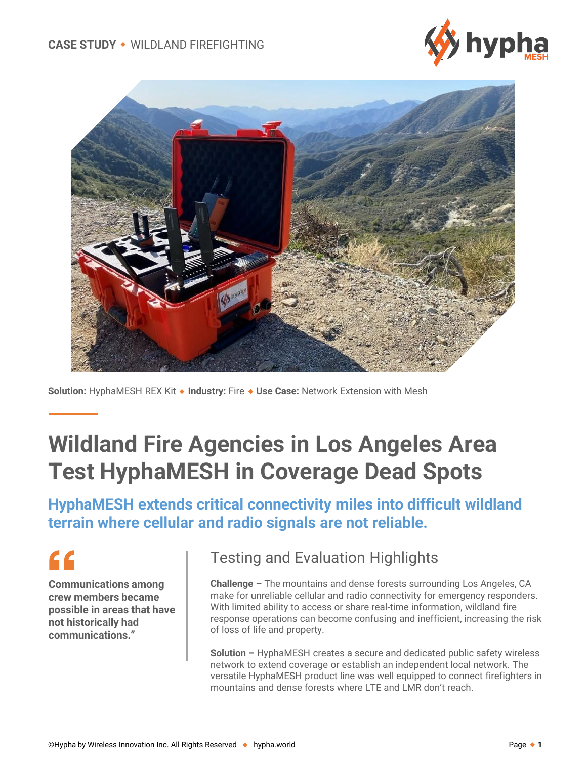CASE STUDY ◆ WILDLAND FIREFIGHTING

**Solution:** HyphaMESH REX Kit ◆ **Industry:** Fire ◆ **Use Case:** Network Extension with Mesh

# Wildland Fire Agencies in Los Angeles Area Test HyphaMESH in Coverage Dead Spots

## HyphaMESH extends critical connectivity miles into difficult wildland terrain where cellular and radio signals are not reliable.

> **"Communications among crew members became possible in areas that have not historically had communications."**

### Testing and Evaluation Highlights

**Challenge –** The mountains and dense forests surrounding Los Angeles, CA make for unreliable cellular and radio connectivity for emergency responders. With limited ability to access or share real-time information, wildland fire response operations can become confusing and inefficient, increasing the risk of loss of life and property.

**Solution –** HyphaMESH creates a secure and dedicated public safety wireless network to extend coverage or establish an independent local network. The versatile HyphaMESH product line was well equipped to connect firefighters in mountains and dense forests where LTE and LMR don't reach.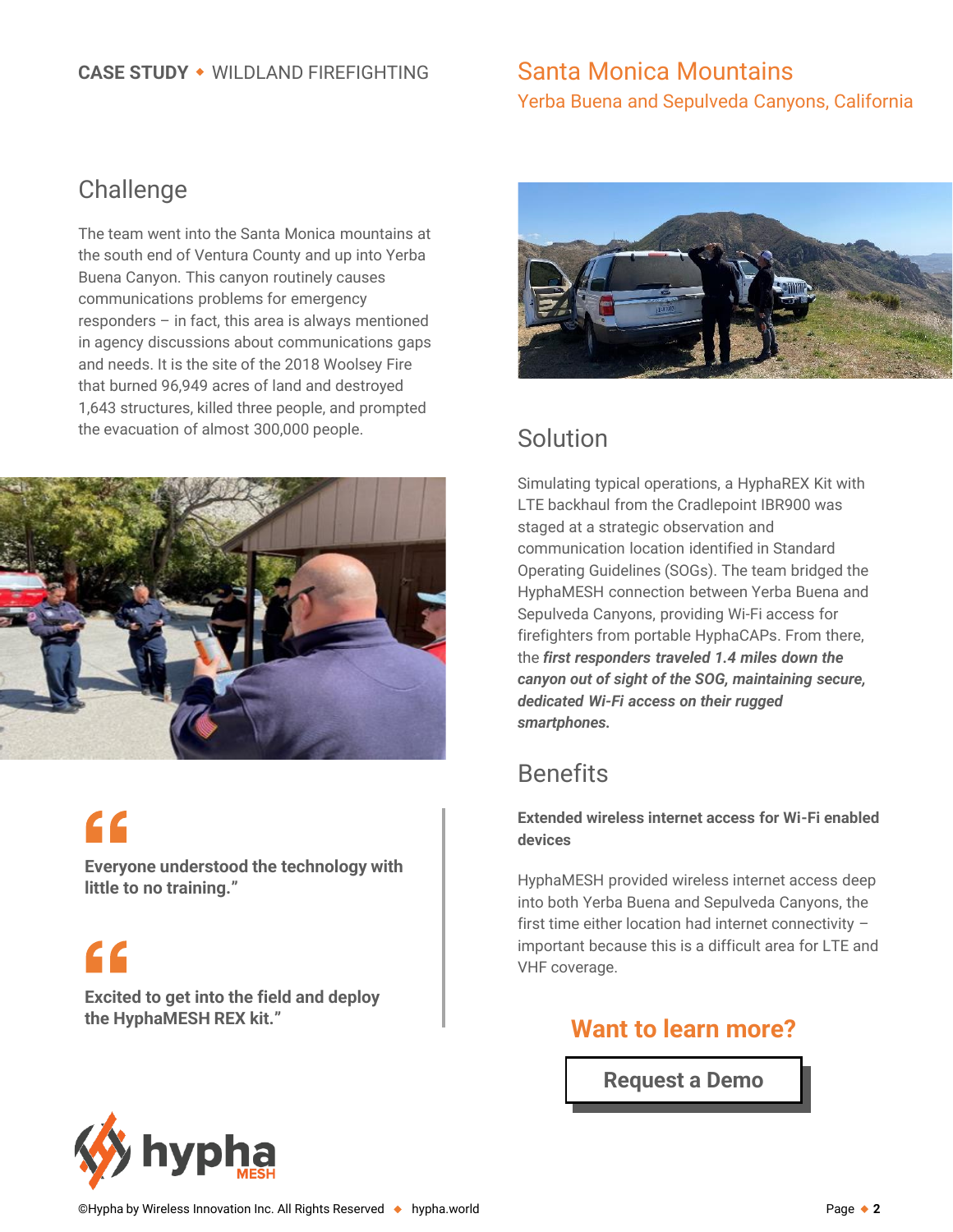**CASE STUDY** ◆ WILDLAND FIREFIGHTING

# Santa Monica Mountains

Yerba Buena and Sepulveda Canyons, California

## Challenge

The team went into the Santa Monica mountains at the south end of Ventura County and up into Yerba Buena Canyon. This canyon routinely causes communications problems for emergency responders – in fact, this area is always mentioned in agency discussions about communications gaps and needs. It is the site of the 2018 Woolsey Fire that burned 96,949 acres of land and destroyed 1,643 structures, killed three people, and prompted the evacuation of almost 300,000 people.

> **Everyone understood the technology with little to no training."**

> **Excited to get into the field and deploy the HyphaMESH REX kit."**

## Solution

Simulating typical operations, a HyphaREX Kit with LTE backhaul from the Cradlepoint IBR900 was staged at a strategic observation and communication location identified in Standard Operating Guidelines (SOGs). The team bridged the HyphaMESH connection between Yerba Buena and Sepulveda Canyons, providing Wi-Fi access for firefighters from portable HyphaCAPs. From there, the ***first responders traveled 1.4 miles down the canyon out of sight of the SOG, maintaining secure, dedicated Wi-Fi access on their rugged smartphones.***

## Benefits

**Extended wireless internet access for Wi-Fi enabled devices**

HyphaMESH provided wireless internet access deep into both Yerba Buena and Sepulveda Canyons, the first time either location had internet connectivity – important because this is a difficult area for LTE and VHF coverage.

**Want to learn more?**

**Request a Demo**

©Hypha by Wireless Innovation Inc. All Rights Reserved ◆ hypha.world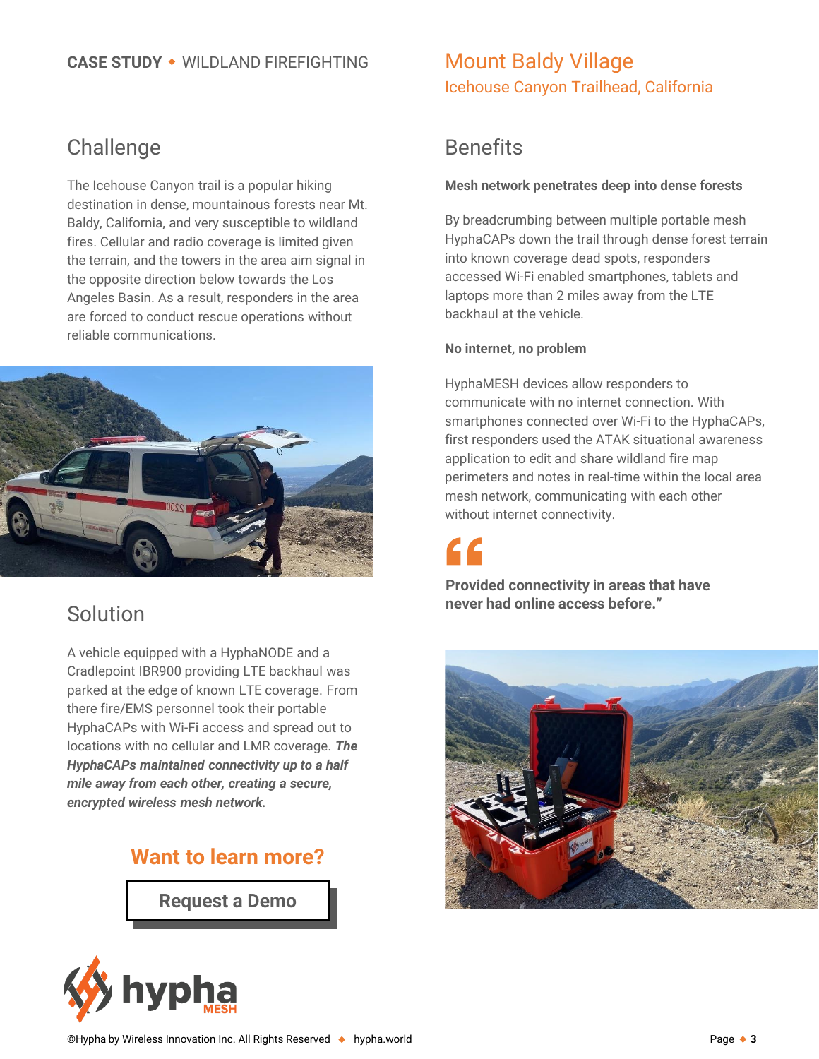**CASE STUDY** ◆ WILDLAND FIREFIGHTING

# Mount Baldy Village

## Icehouse Canyon Trailhead, California

## Challenge

The Icehouse Canyon trail is a popular hiking destination in dense, mountainous forests near Mt. Baldy, California, and very susceptible to wildland fires. Cellular and radio coverage is limited given the terrain, and the towers in the area aim signal in the opposite direction below towards the Los Angeles Basin. As a result, responders in the area are forced to conduct rescue operations without reliable communications.

## Solution

A vehicle equipped with a HyphaNODE and a Cradlepoint IBR900 providing LTE backhaul was parked at the edge of known LTE coverage. From there fire/EMS personnel took their portable HyphaCAPs with Wi-Fi access and spread out to locations with no cellular and LMR coverage. ***The HyphaCAPs maintained connectivity up to a half mile away from each other, creating a secure, encrypted wireless mesh network.***

## Want to learn more?

Request a Demo

## Benefits

**Mesh network penetrates deep into dense forests**

By breadcrumbing between multiple portable mesh HyphaCAPs down the trail through dense forest terrain into known coverage dead spots, responders accessed Wi-Fi enabled smartphones, tablets and laptops more than 2 miles away from the LTE backhaul at the vehicle.

**No internet, no problem**

HyphaMESH devices allow responders to communicate with no internet connection. With smartphones connected over Wi-Fi to the HyphaCAPs, first responders used the ATAK situational awareness application to edit and share wildland fire map perimeters and notes in real-time within the local area mesh network, communicating with each other without internet connectivity.

> **"Provided connectivity in areas that have never had online access before."**

hypha MESH

©Hypha by Wireless Innovation Inc. All Rights Reserved ◆ hypha.world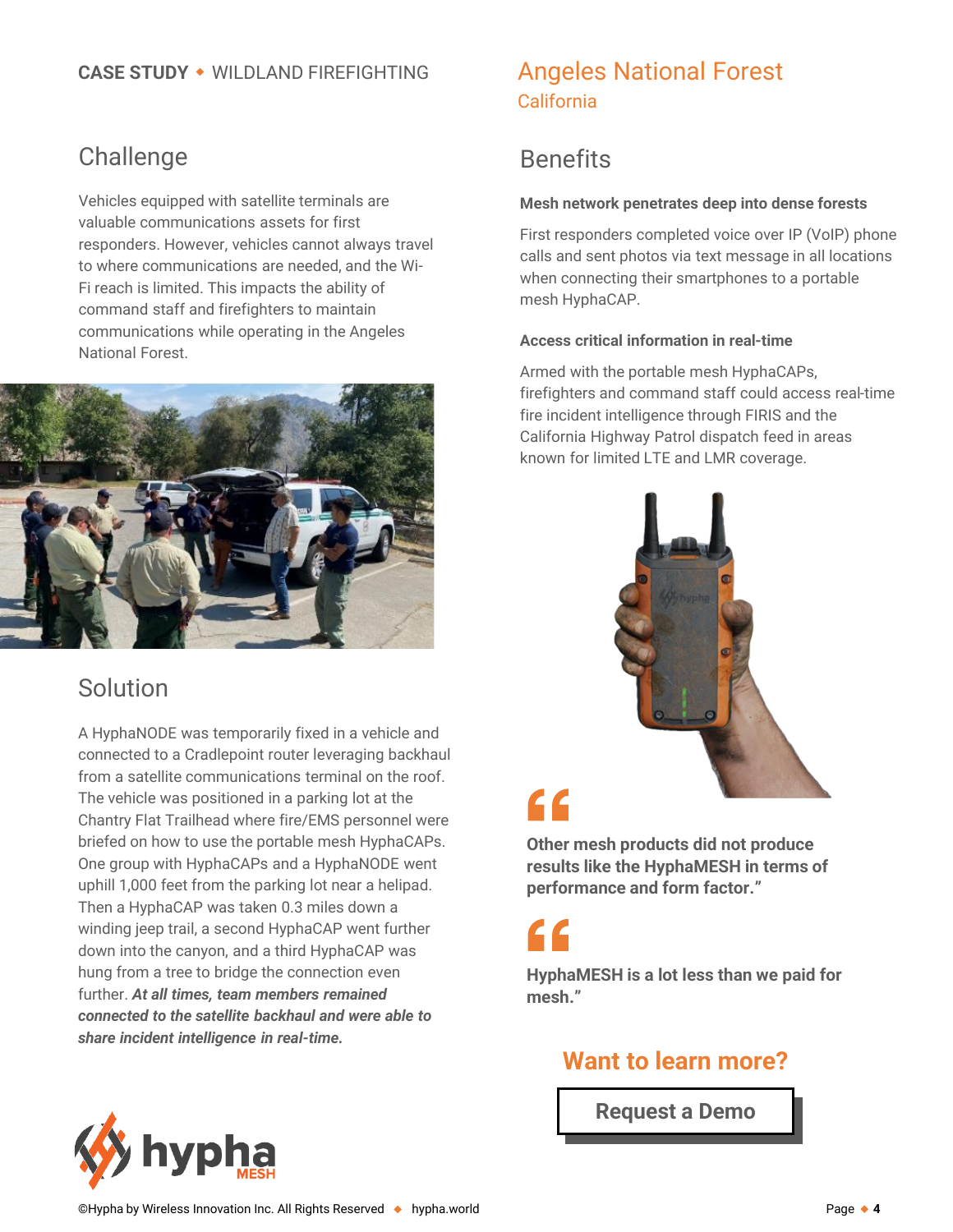**CASE STUDY** ◆ WILDLAND FIREFIGHTING

# Angeles National Forest

California

## Challenge

Vehicles equipped with satellite terminals are valuable communications assets for first responders. However, vehicles cannot always travel to where communications are needed, and the Wi-Fi reach is limited. This impacts the ability of command staff and firefighters to maintain communications while operating in the Angeles National Forest.

## Solution

A HyphaNODE was temporarily fixed in a vehicle and connected to a Cradlepoint router leveraging backhaul from a satellite communications terminal on the roof. The vehicle was positioned in a parking lot at the Chantry Flat Trailhead where fire/EMS personnel were briefed on how to use the portable mesh HyphaCAPs. One group with HyphaCAPs and a HyphaNODE went uphill 1,000 feet from the parking lot near a helipad. Then a HyphaCAP was taken 0.3 miles down a winding jeep trail, a second HyphaCAP went further down into the canyon, and a third HyphaCAP was hung from a tree to bridge the connection even further. ***At all times, team members remained connected to the satellite backhaul and were able to share incident intelligence in real-time.***

## Benefits

**Mesh network penetrates deep into dense forests**

First responders completed voice over IP (VoIP) phone calls and sent photos via text message in all locations when connecting their smartphones to a portable mesh HyphaCAP.

**Access critical information in real-time**

Armed with the portable mesh HyphaCAPs, firefighters and command staff could access real-time fire incident intelligence through FIRIS and the California Highway Patrol dispatch feed in areas known for limited LTE and LMR coverage.

> **Other mesh products did not produce results like the HyphaMESH in terms of performance and form factor.”**

> **HyphaMESH is a lot less than we paid for mesh.”**

**Want to learn more?**

**Request a Demo**

©Hypha by Wireless Innovation Inc. All Rights Reserved ◆ hypha.world